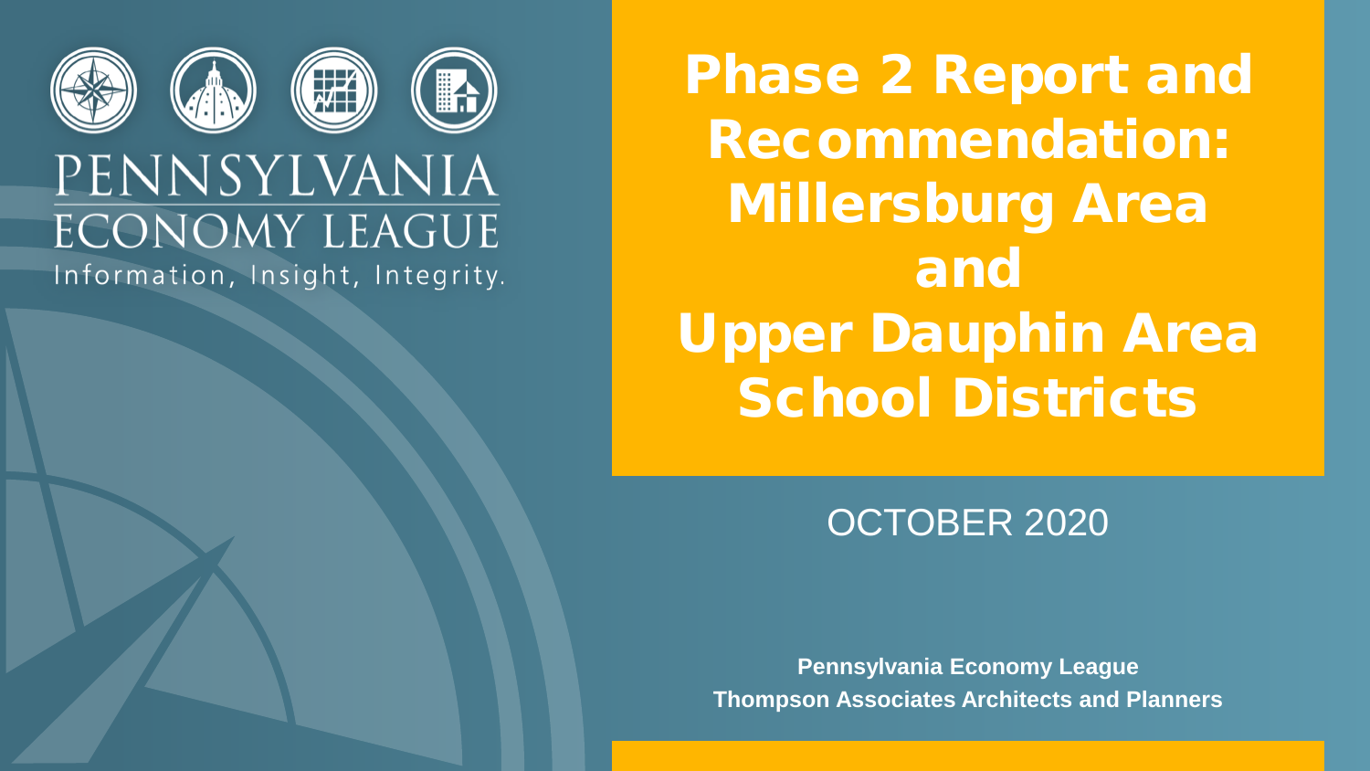PENNSYLVANIA ECONOMY LEAGUE

Information, Insight, Integrity.

# Phase 2 Report and Recommendation: Millersburg Area and Upper Dauphin Area School Districts

OCTOBER 2020

**Pennsylvania Economy League**
**Thompson Associates Architects and Planners**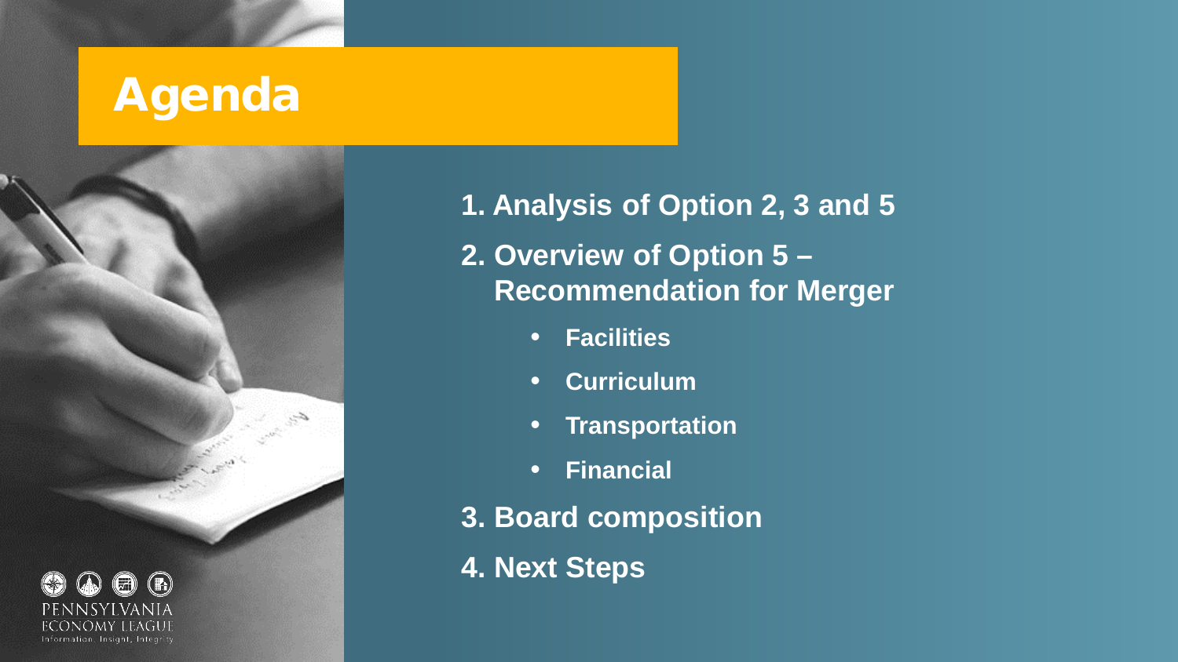# Agenda

1. Analysis of Option 2, 3 and 5
2. Overview of Option 5 – Recommendation for Merger
    - Facilities
    - Curriculum
    - Transportation
    - Financial
3. Board composition
4. Next Steps

PENNSYLVANIA ECONOMY LEAGUE
Information. Insight. Integrity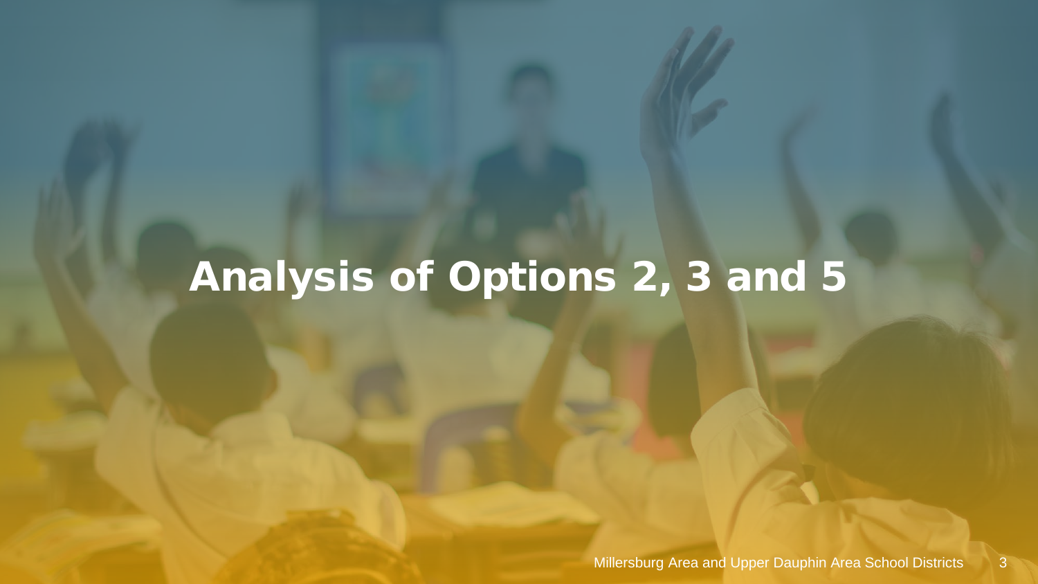# Analysis of Options 2, 3 and 5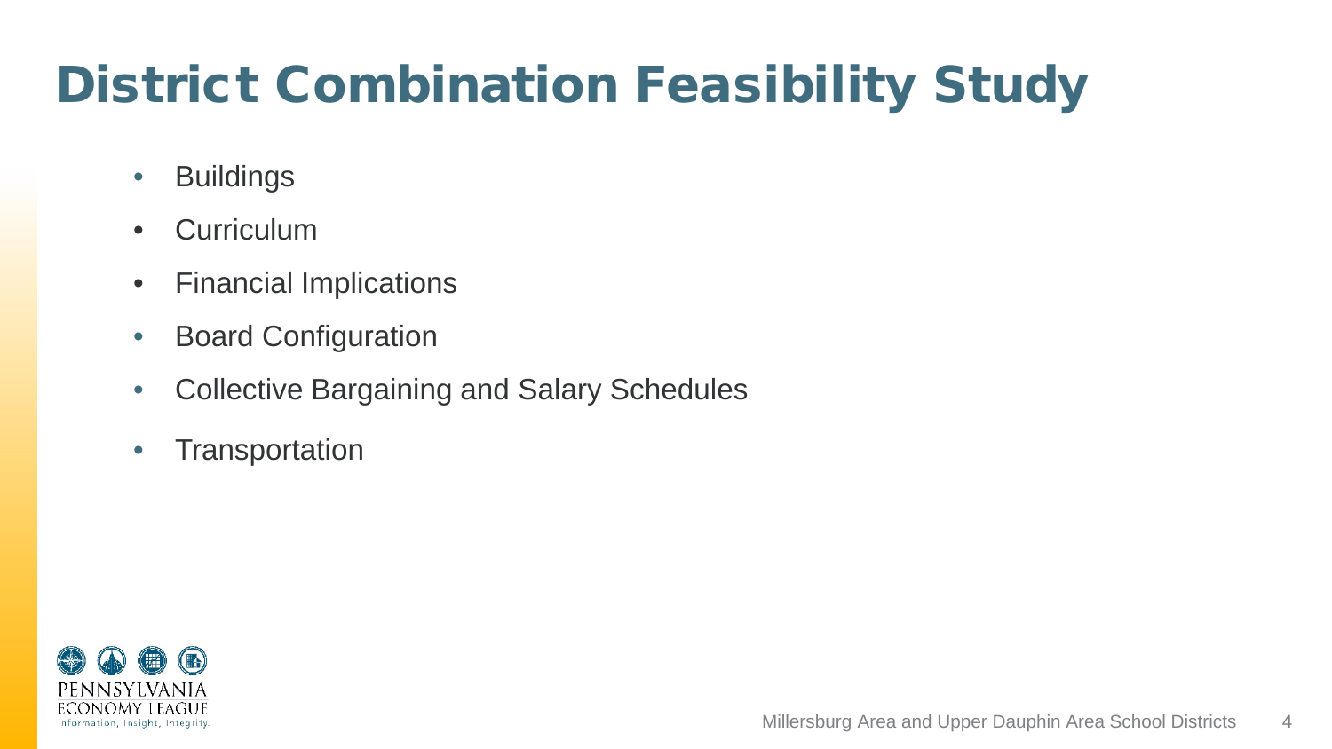# District Combination Feasibility Study

- Buildings
- Curriculum
- Financial Implications
- Board Configuration
- Collective Bargaining and Salary Schedules
- Transportation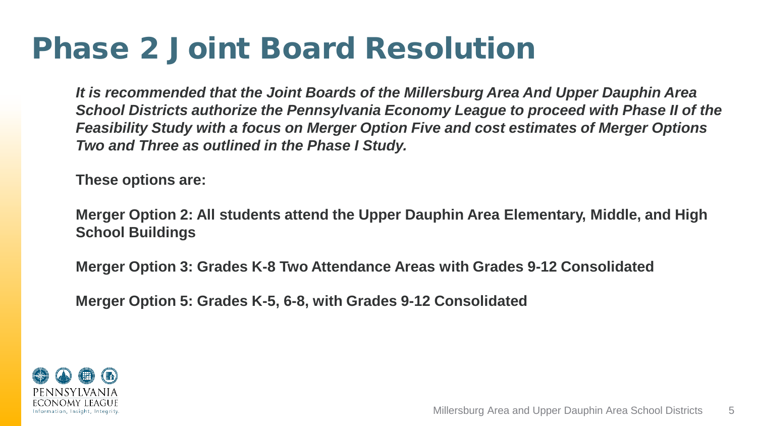# Phase 2 Joint Board Resolution

***It is recommended that the Joint Boards of the Millersburg Area And Upper Dauphin Area School Districts authorize the Pennsylvania Economy League to proceed with Phase II of the Feasibility Study with a focus on Merger Option Five and cost estimates of Merger Options Two and Three as outlined in the Phase I Study.***

**These options are:**

**Merger Option 2: All students attend the Upper Dauphin Area Elementary, Middle, and High School Buildings**

**Merger Option 3: Grades K-8 Two Attendance Areas with Grades 9-12 Consolidated**

**Merger Option 5: Grades K-5, 6-8, with Grades 9-12 Consolidated**

PENNSYLVANIA ECONOMY LEAGUE
Information, Insight, Integrity.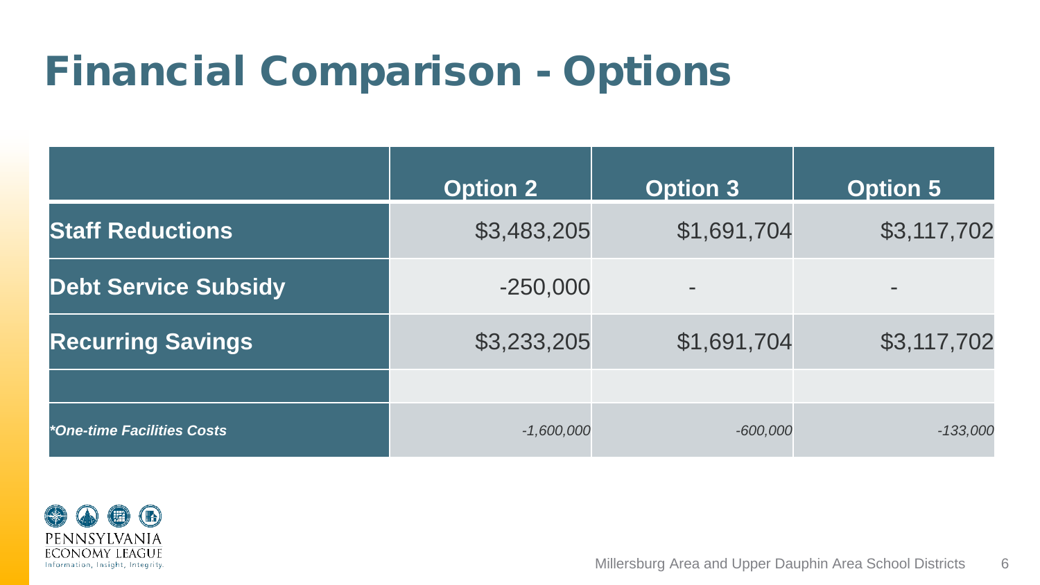# Financial Comparison - Options

| | Option 2 | Option 3 | Option 5 |
|---|---|---|---|
| **Staff Reductions** | $3,483,205 | $1,691,704 | $3,117,702 |
| **Debt Service Subsidy** | -250,000 | - | - |
| **Recurring Savings** | $3,233,205 | $1,691,704 | $3,117,702 |
| | | | |
| ***One-time Facilities Costs** | *-1,600,000* | *-600,000* | *-133,000* |

PENNSYLVANIA ECONOMY LEAGUE
Information, Insight, Integrity.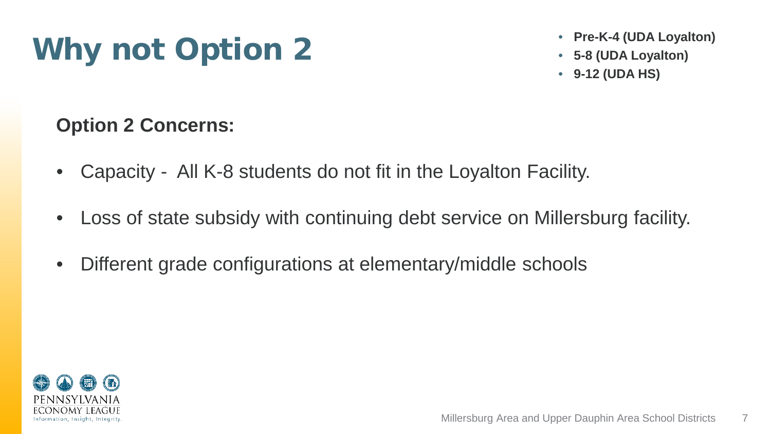# Why not Option 2

- **Pre-K-4 (UDA Loyalton)**
- **5-8 (UDA Loyalton)**
- **9-12 (UDA HS)**

**Option 2 Concerns:**

- Capacity - All K-8 students do not fit in the Loyalton Facility.
- Loss of state subsidy with continuing debt service on Millersburg facility.
- Different grade configurations at elementary/middle schools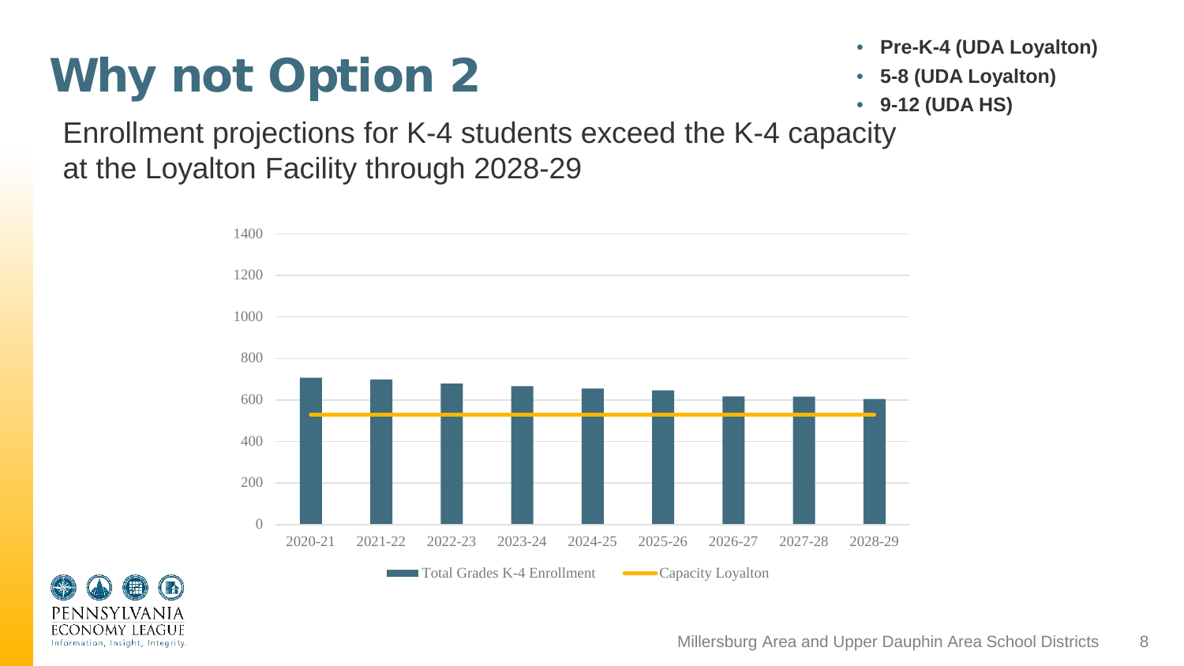# Why not Option 2

- **Pre-K-4 (UDA Loyalton)**
- **5-8 (UDA Loyalton)**
- **9-12 (UDA HS)**

Enrollment projections for K-4 students exceed the K-4 capacity at the Loyalton Facility through 2028-29

| Year | Total Grades K-4 Enrollment | Capacity Loyalton |
|---|---|---|
| 2020-21 | ~705 | ~530 |
| 2021-22 | ~698 | ~530 |
| 2022-23 | ~678 | ~530 |
| 2023-24 | ~665 | ~530 |
| 2024-25 | ~655 | ~530 |
| 2025-26 | ~645 | ~530 |
| 2026-27 | ~615 | ~530 |
| 2027-28 | ~615 | ~530 |
| 2028-29 | ~605 | ~530 |

*Values are approximate, estimated from the chart (y-axis 0–1400).*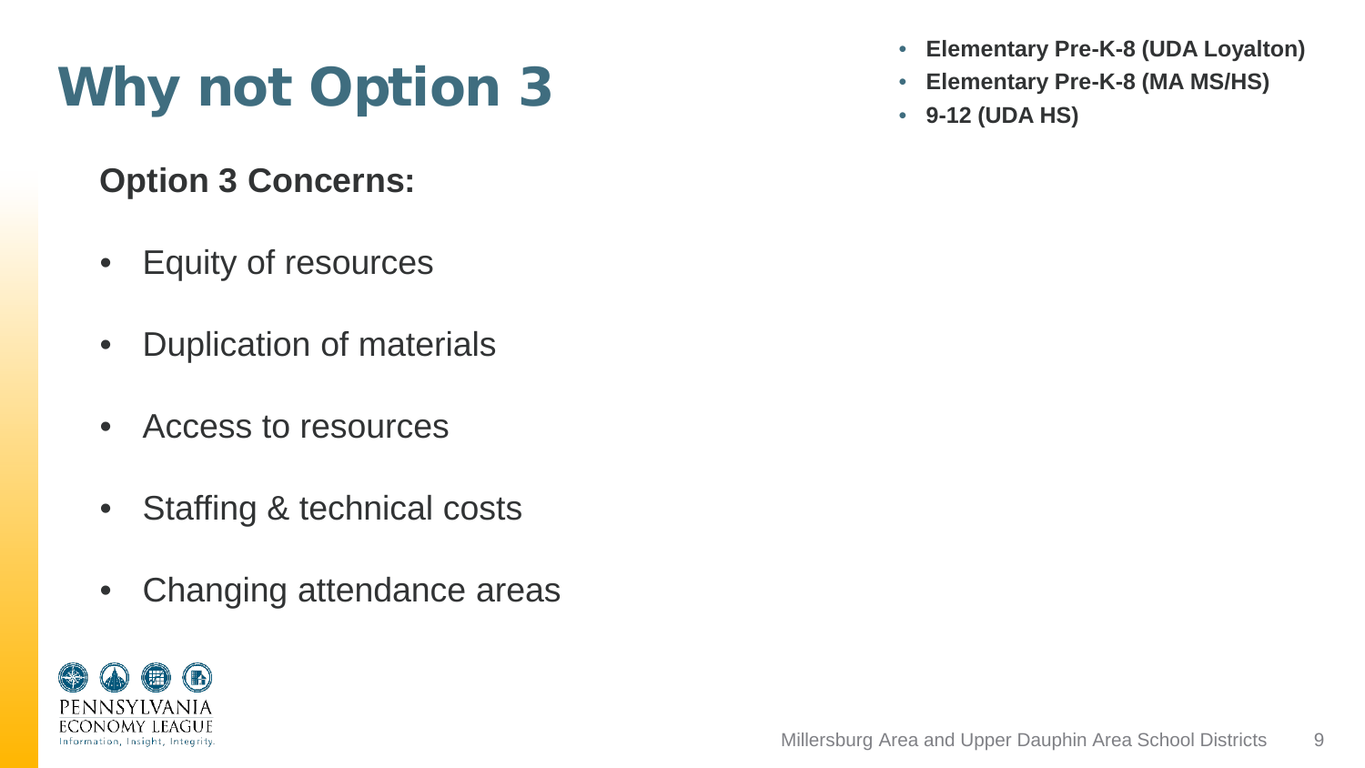# Why not Option 3

- **Elementary Pre-K-8 (UDA Loyalton)**
- **Elementary Pre-K-8 (MA MS/HS)**
- **9-12 (UDA HS)**

**Option 3 Concerns:**

- Equity of resources
- Duplication of materials
- Access to resources
- Staffing & technical costs
- Changing attendance areas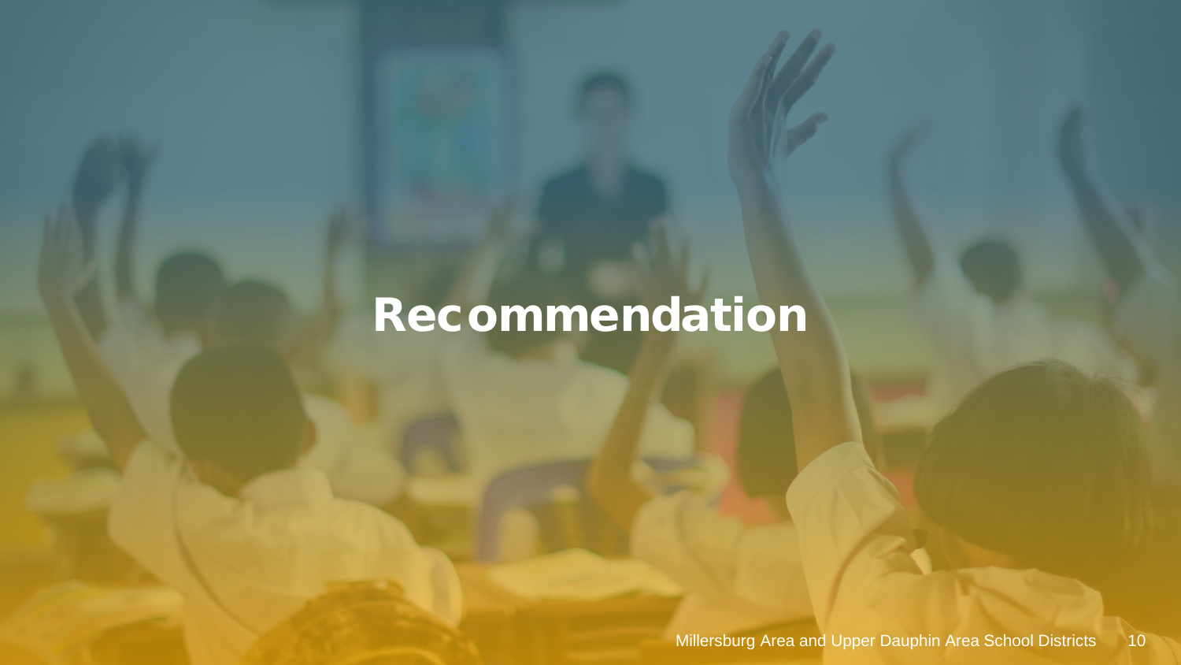# Recommendation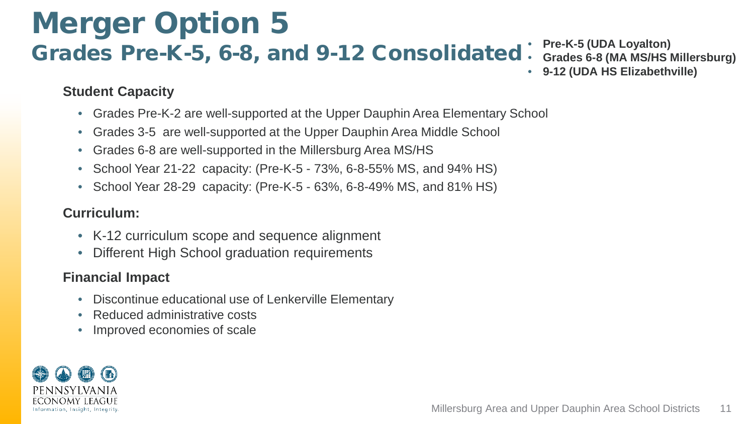# Merger Option 5

## Grades Pre-K-5, 6-8, and 9-12 Consolidated

- **Pre-K-5 (UDA Loyalton)**
- **Grades 6-8 (MA MS/HS Millersburg)**
- **9-12 (UDA HS Elizabethville)**

### Student Capacity

- Grades Pre-K-2 are well-supported at the Upper Dauphin Area Elementary School
- Grades 3-5 are well-supported at the Upper Dauphin Area Middle School
- Grades 6-8 are well-supported in the Millersburg Area MS/HS
- School Year 21-22 capacity: (Pre-K-5 - 73%, 6-8-55% MS, and 94% HS)
- School Year 28-29 capacity: (Pre-K-5 - 63%, 6-8-49% MS, and 81% HS)

### Curriculum:

- K-12 curriculum scope and sequence alignment
- Different High School graduation requirements

### Financial Impact

- Discontinue educational use of Lenkerville Elementary
- Reduced administrative costs
- Improved economies of scale

PENNSYLVANIA ECONOMY LEAGUE
Information, Insight, Integrity.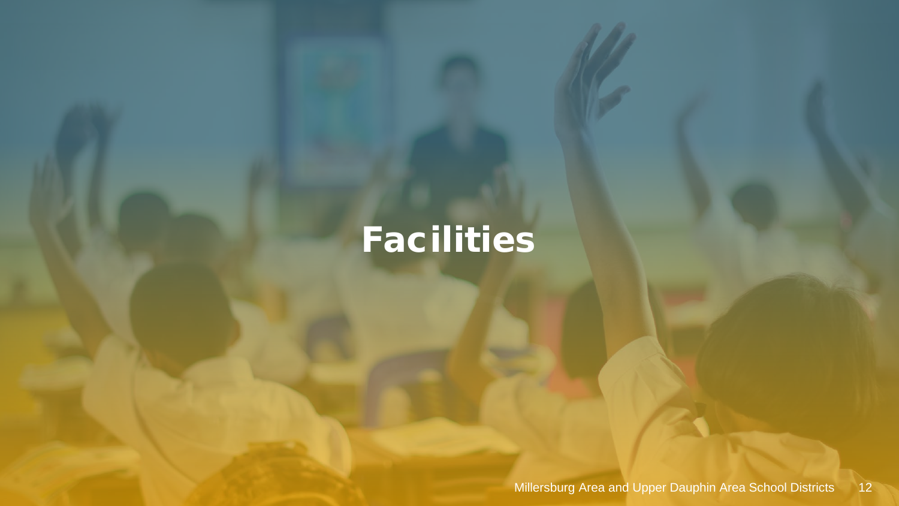# Facilities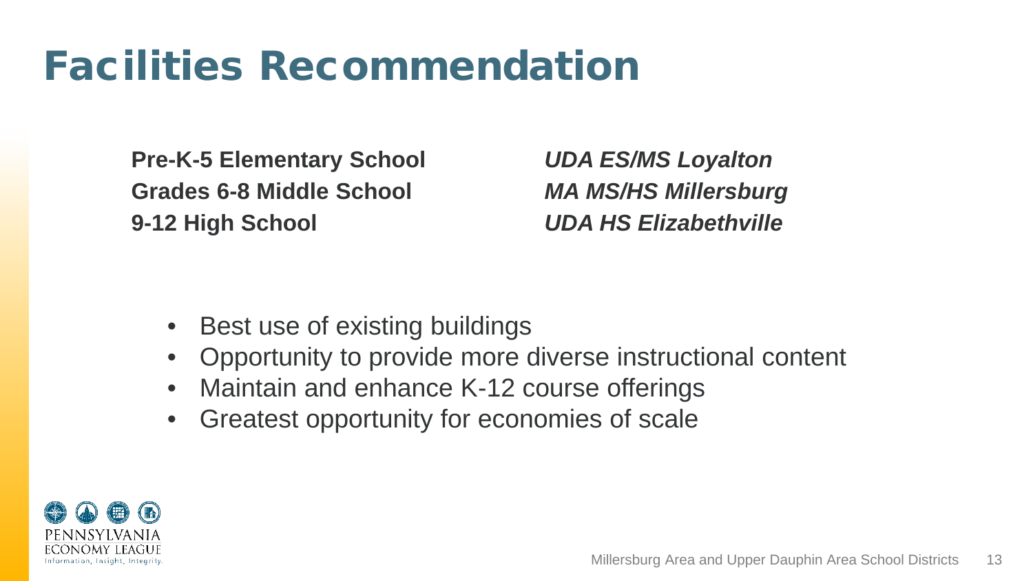# Facilities Recommendation

| | |
|---|---|
| **Pre-K-5 Elementary School** | ***UDA ES/MS Loyalton*** |
| **Grades 6-8 Middle School** | ***MA MS/HS Millersburg*** |
| **9-12 High School** | ***UDA HS Elizabethville*** |

- Best use of existing buildings
- Opportunity to provide more diverse instructional content
- Maintain and enhance K-12 course offerings
- Greatest opportunity for economies of scale

PENNSYLVANIA ECONOMY LEAGUE
Information, Insight, Integrity.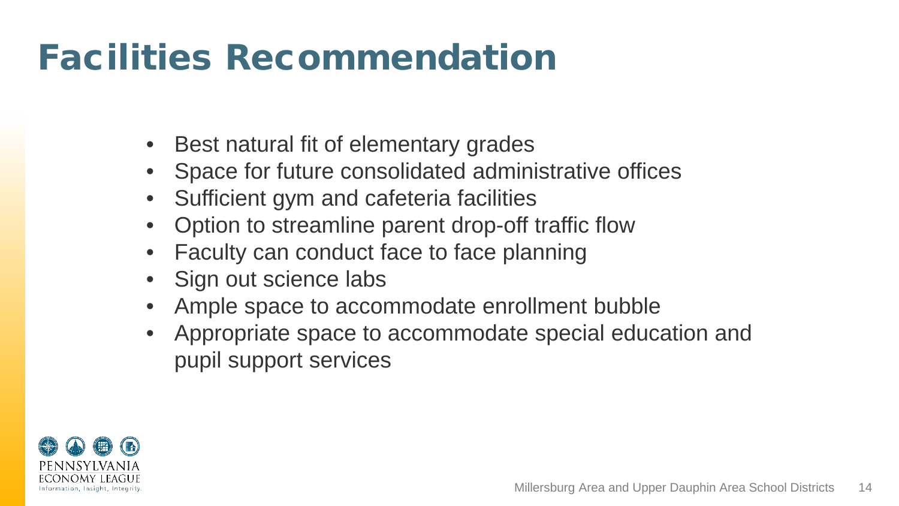# Facilities Recommendation

- Best natural fit of elementary grades
- Space for future consolidated administrative offices
- Sufficient gym and cafeteria facilities
- Option to streamline parent drop-off traffic flow
- Faculty can conduct face to face planning
- Sign out science labs
- Ample space to accommodate enrollment bubble
- Appropriate space to accommodate special education and pupil support services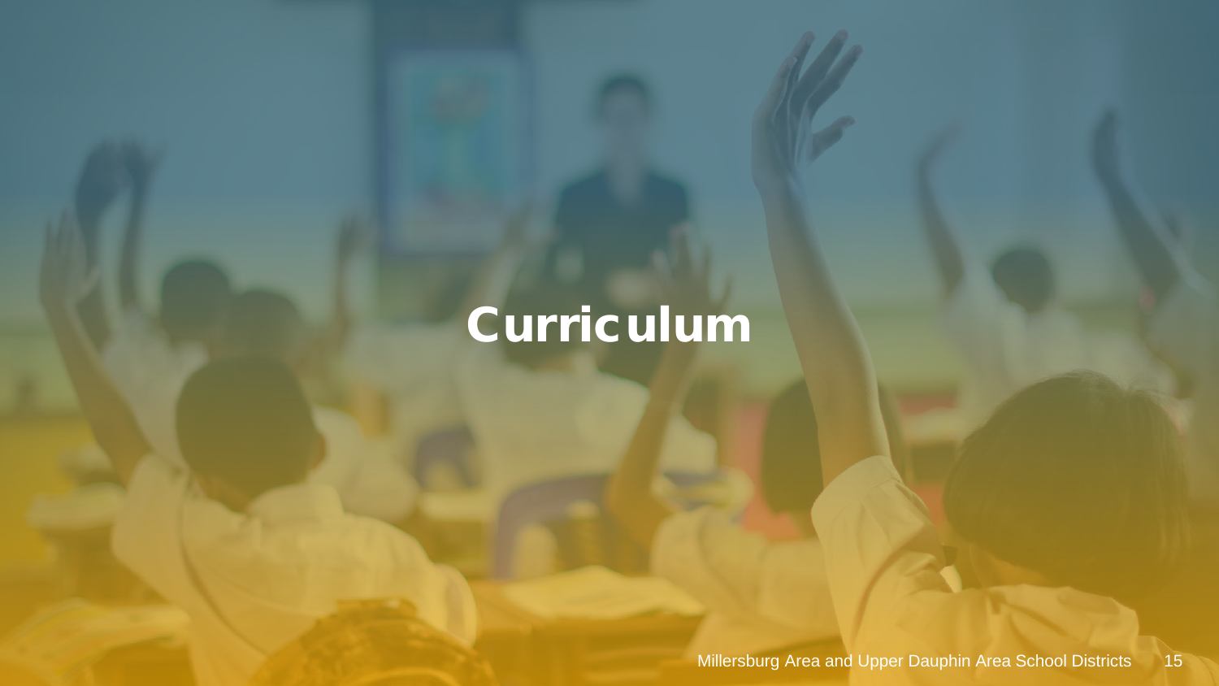# Curriculum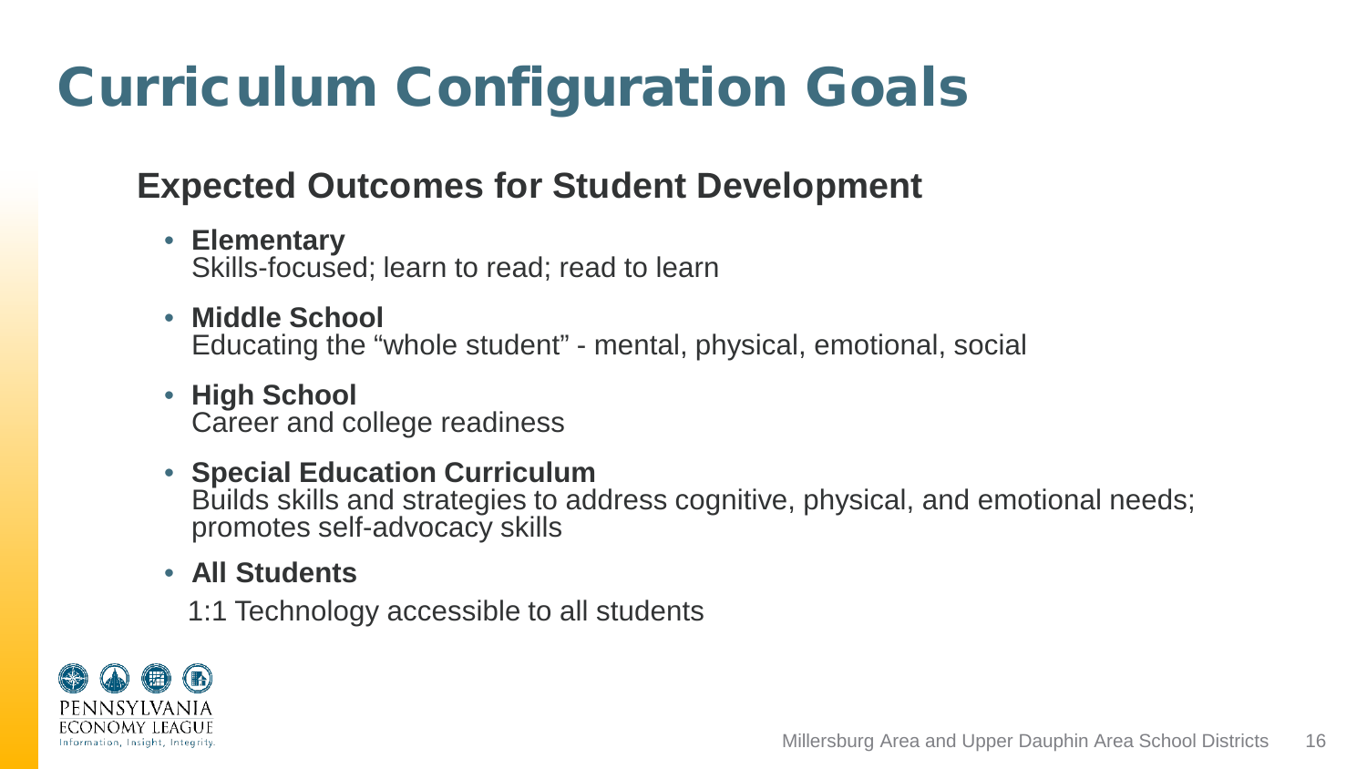# Curriculum Configuration Goals

## Expected Outcomes for Student Development

- **Elementary**
  Skills-focused; learn to read; read to learn
- **Middle School**
  Educating the "whole student" - mental, physical, emotional, social
- **High School**
  Career and college readiness
- **Special Education Curriculum**
  Builds skills and strategies to address cognitive, physical, and emotional needs; promotes self-advocacy skills
- **All Students**

  1:1 Technology accessible to all students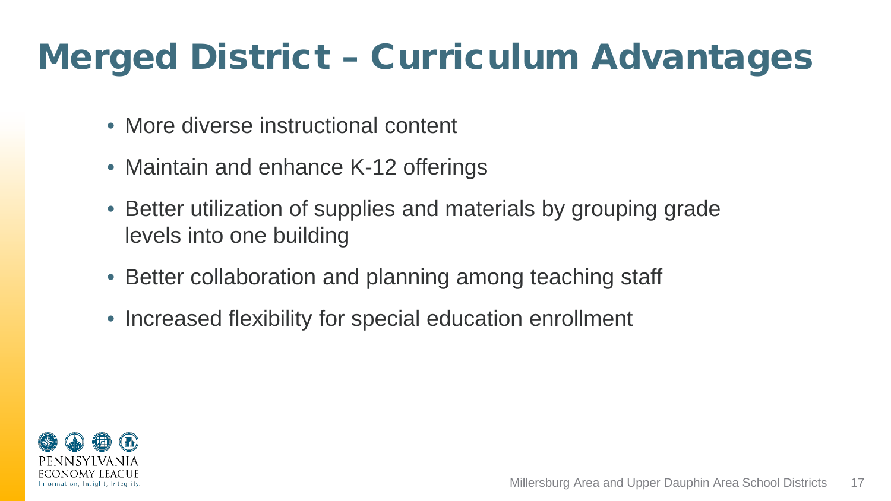# Merged District – Curriculum Advantages

- More diverse instructional content
- Maintain and enhance K-12 offerings
- Better utilization of supplies and materials by grouping grade levels into one building
- Better collaboration and planning among teaching staff
- Increased flexibility for special education enrollment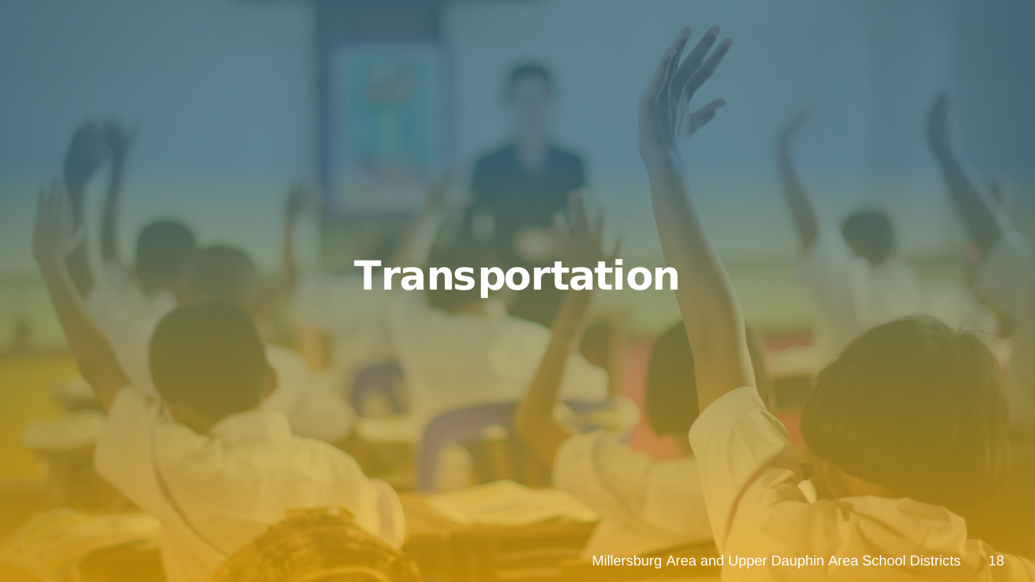# Transportation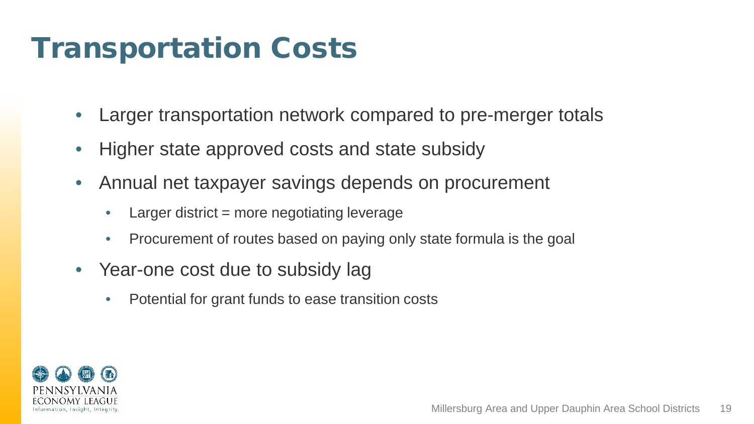# Transportation Costs

- Larger transportation network compared to pre-merger totals
- Higher state approved costs and state subsidy
- Annual net taxpayer savings depends on procurement
  - Larger district = more negotiating leverage
  - Procurement of routes based on paying only state formula is the goal
- Year-one cost due to subsidy lag
  - Potential for grant funds to ease transition costs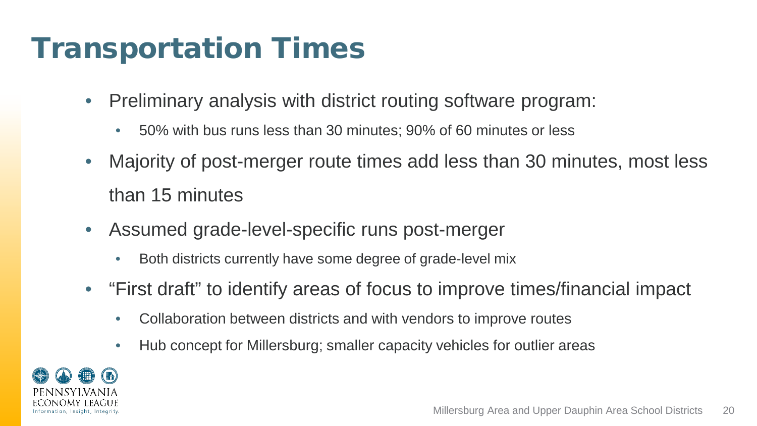# Transportation Times

- Preliminary analysis with district routing software program:
  - 50% with bus runs less than 30 minutes; 90% of 60 minutes or less
- Majority of post-merger route times add less than 30 minutes, most less than 15 minutes
- Assumed grade-level-specific runs post-merger
  - Both districts currently have some degree of grade-level mix
- "First draft" to identify areas of focus to improve times/financial impact
  - Collaboration between districts and with vendors to improve routes
  - Hub concept for Millersburg; smaller capacity vehicles for outlier areas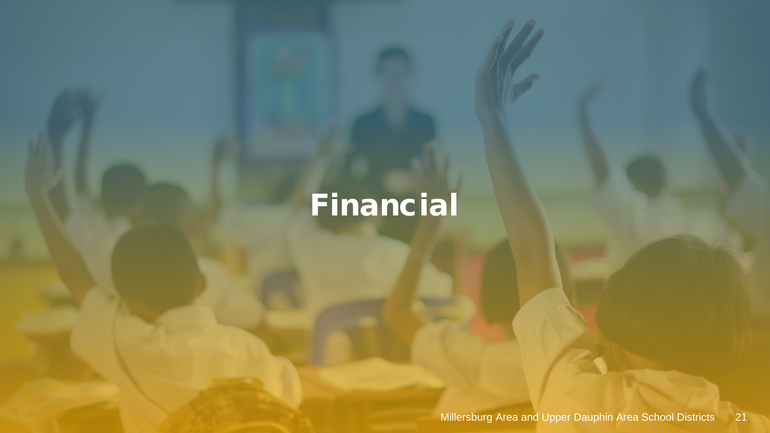# Financial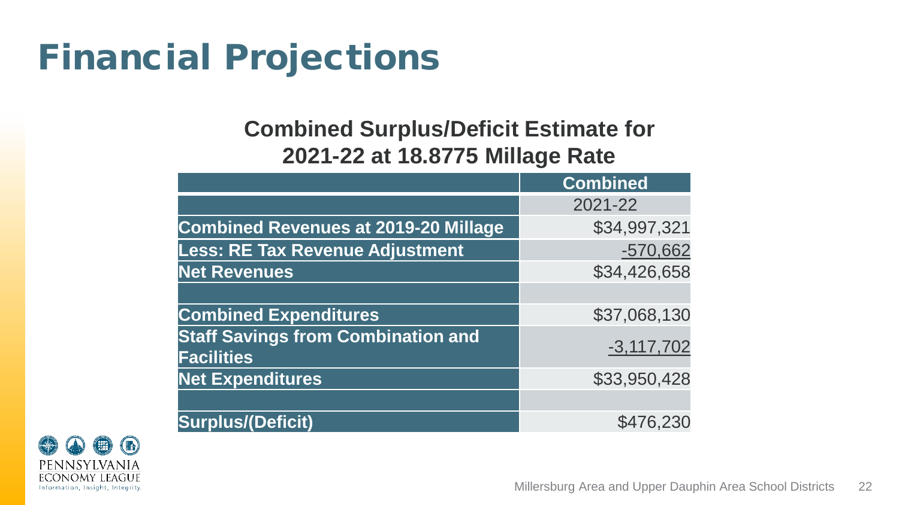# Financial Projections

## Combined Surplus/Deficit Estimate for 2021-22 at 18.8775 Millage Rate

| | Combined |
|---|---|
| | 2021-22 |
| **Combined Revenues at 2019-20 Millage** | $34,997,321 |
| **Less: RE Tax Revenue Adjustment** | -570,662 |
| **Net Revenues** | $34,426,658 |
| | |
| **Combined Expenditures** | $37,068,130 |
| **Staff Savings from Combination and Facilities** | -3,117,702 |
| **Net Expenditures** | $33,950,428 |
| | |
| **Surplus/(Deficit)** | $476,230 |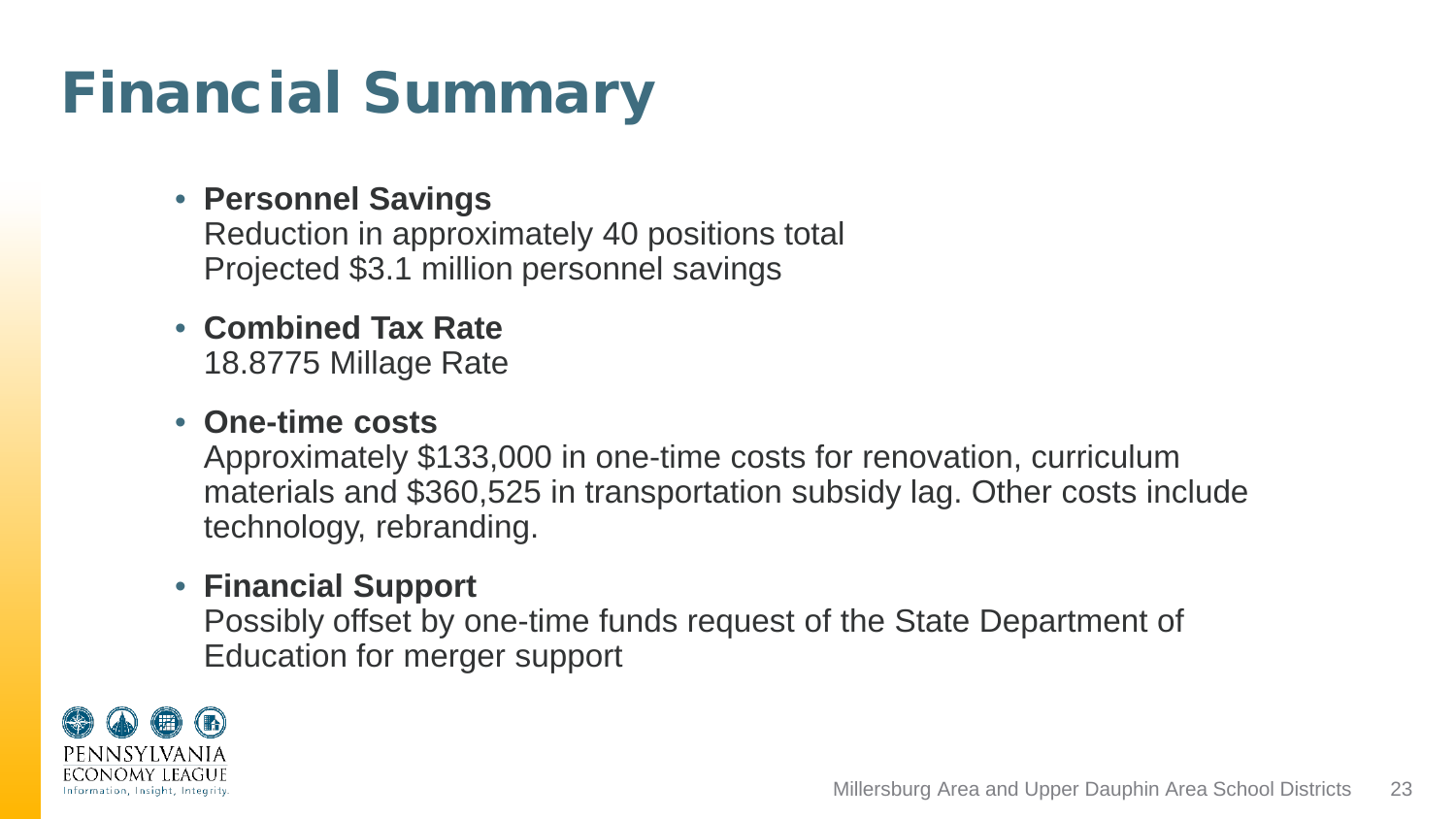# Financial Summary

- **Personnel Savings**
  Reduction in approximately 40 positions total
  Projected $3.1 million personnel savings
- **Combined Tax Rate**
  18.8775 Millage Rate
- **One-time costs**
  Approximately $133,000 in one-time costs for renovation, curriculum materials and $360,525 in transportation subsidy lag. Other costs include technology, rebranding.
- **Financial Support**
  Possibly offset by one-time funds request of the State Department of Education for merger support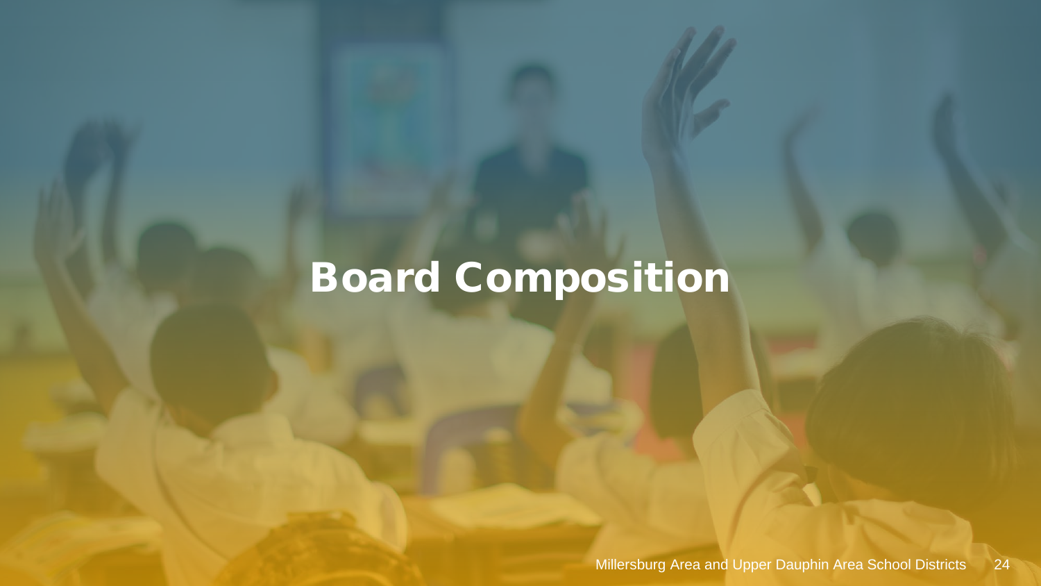# Board Composition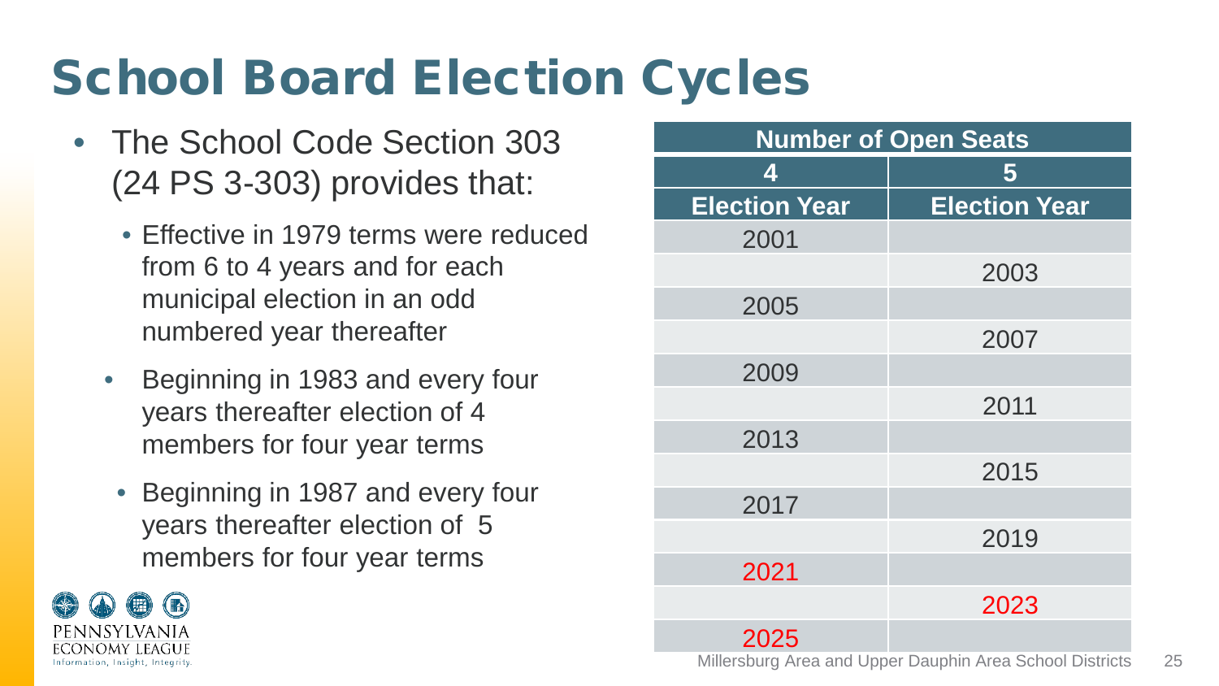# School Board Election Cycles

- The School Code Section 303 (24 PS 3-303) provides that:
  - Effective in 1979 terms were reduced from 6 to 4 years and for each municipal election in an odd numbered year thereafter
  - Beginning in 1983 and every four years thereafter election of 4 members for four year terms
  - Beginning in 1987 and every four years thereafter election of 5 members for four year terms

| Number of Open Seats | |
|---|---|
| 4 | 5 |
| Election Year | Election Year |
| 2001 | |
| | 2003 |
| 2005 | |
| | 2007 |
| 2009 | |
| | 2011 |
| 2013 | |
| | 2015 |
| 2017 | |
| | 2019 |
| 2021 | |
| | 2023 |
| 2025 | |

Millersburg Area and Upper Dauphin Area School Districts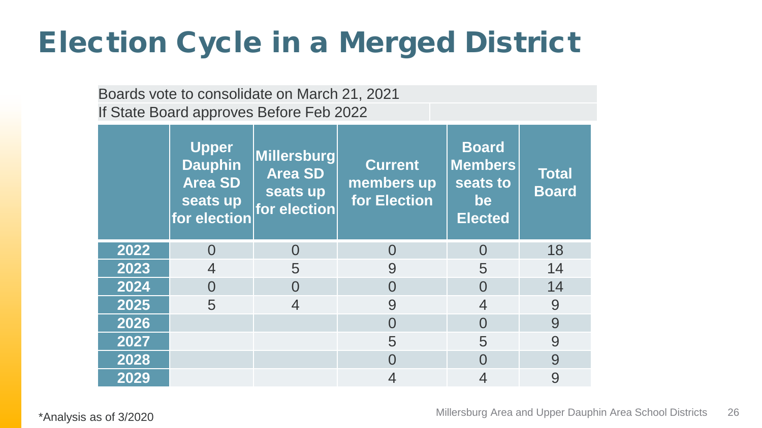# Election Cycle in a Merged District

Boards vote to consolidate on March 21, 2021

If State Board approves Before Feb 2022

| | Upper Dauphin Area SD seats up for election | Millersburg Area SD seats up for election | Current members up for Election | Board Members seats to be Elected | Total Board |
|---|---|---|---|---|---|
| **2022** | 0 | 0 | 0 | 0 | 18 |
| **2023** | 4 | 5 | 9 | 5 | 14 |
| **2024** | 0 | 0 | 0 | 0 | 14 |
| **2025** | 5 | 4 | 9 | 4 | 9 |
| **2026** | | | 0 | 0 | 9 |
| **2027** | | | 5 | 5 | 9 |
| **2028** | | | 0 | 0 | 9 |
| **2029** | | | 4 | 4 | 9 |

*Analysis as of 3/2020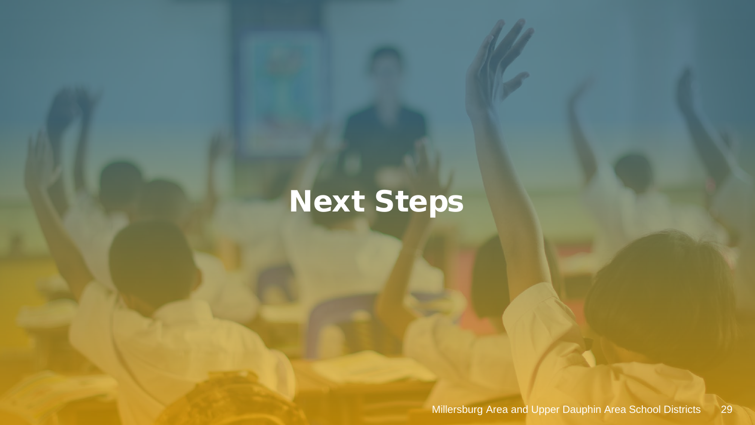# Next Steps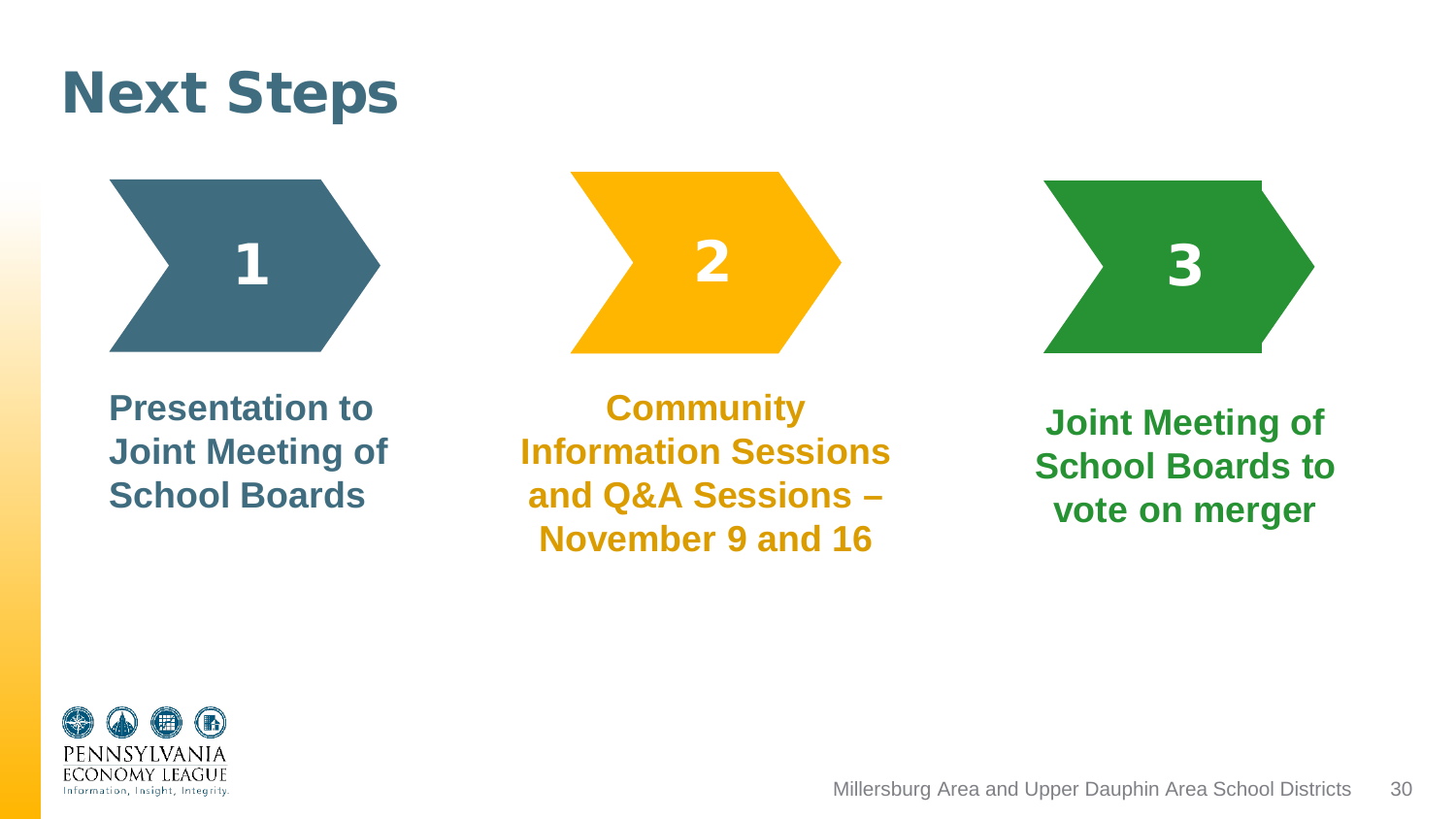# Next Steps

1. **Presentation to Joint Meeting of School Boards**
2. **Community Information Sessions and Q&A Sessions – November 9 and 16**
3. **Joint Meeting of School Boards to vote on merger**

PENNSYLVANIA ECONOMY LEAGUE
Information, Insight, Integrity.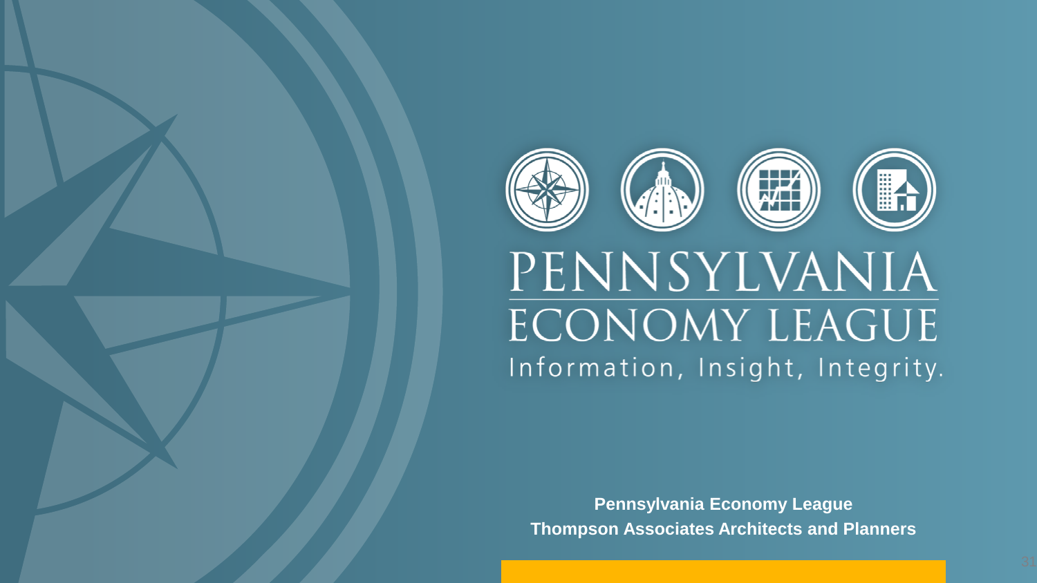PENNSYLVANIA ECONOMY LEAGUE

Information, Insight, Integrity.

**Pennsylvania Economy League**
**Thompson Associates Architects and Planners**